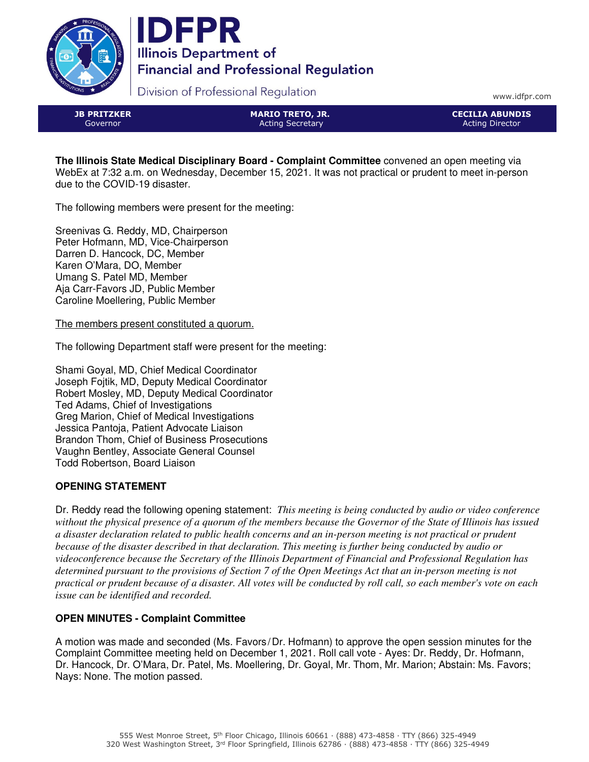# IDFPR

**Illinois Department of Financial and Professional Regulation**

Division of Professional Regulation

www.idfpr.com

| **JB PRITZKER** | **MARIO TRETO, JR.** | **CECILIA ABUNDIS** |
|---|---|---|
| Governor | Acting Secretary | Acting Director |

**The Illinois State Medical Disciplinary Board - Complaint Committee** convened an open meeting via WebEx at 7:32 a.m. on Wednesday, December 15, 2021. It was not practical or prudent to meet in-person due to the COVID-19 disaster.

The following members were present for the meeting:

Sreenivas G. Reddy, MD, Chairperson
Peter Hofmann, MD, Vice-Chairperson
Darren D. Hancock, DC, Member
Karen O'Mara, DO, Member
Umang S. Patel MD, Member
Aja Carr-Favors JD, Public Member
Caroline Moellering, Public Member

The members present constituted a quorum.

The following Department staff were present for the meeting:

Shami Goyal, MD, Chief Medical Coordinator
Joseph Fojtik, MD, Deputy Medical Coordinator
Robert Mosley, MD, Deputy Medical Coordinator
Ted Adams, Chief of Investigations
Greg Marion, Chief of Medical Investigations
Jessica Pantoja, Patient Advocate Liaison
Brandon Thom, Chief of Business Prosecutions
Vaughn Bentley, Associate General Counsel
Todd Robertson, Board Liaison

## OPENING STATEMENT

Dr. Reddy read the following opening statement: *This meeting is being conducted by audio or video conference without the physical presence of a quorum of the members because the Governor of the State of Illinois has issued a disaster declaration related to public health concerns and an in-person meeting is not practical or prudent because of the disaster described in that declaration. This meeting is further being conducted by audio or videoconference because the Secretary of the Illinois Department of Financial and Professional Regulation has determined pursuant to the provisions of Section 7 of the Open Meetings Act that an in-person meeting is not practical or prudent because of a disaster. All votes will be conducted by roll call, so each member's vote on each issue can be identified and recorded.*

## OPEN MINUTES - Complaint Committee

A motion was made and seconded (Ms. Favors/Dr. Hofmann) to approve the open session minutes for the Complaint Committee meeting held on December 1, 2021. Roll call vote - Ayes: Dr. Reddy, Dr. Hofmann, Dr. Hancock, Dr. O'Mara, Dr. Patel, Ms. Moellering, Dr. Goyal, Mr. Thom, Mr. Marion; Abstain: Ms. Favors; Nays: None. The motion passed.

555 West Monroe Street, 5th Floor Chicago, Illinois 60661 · (888) 473-4858 · TTY (866) 325-4949
320 West Washington Street, 3rd Floor Springfield, Illinois 62786 · (888) 473-4858 · TTY (866) 325-4949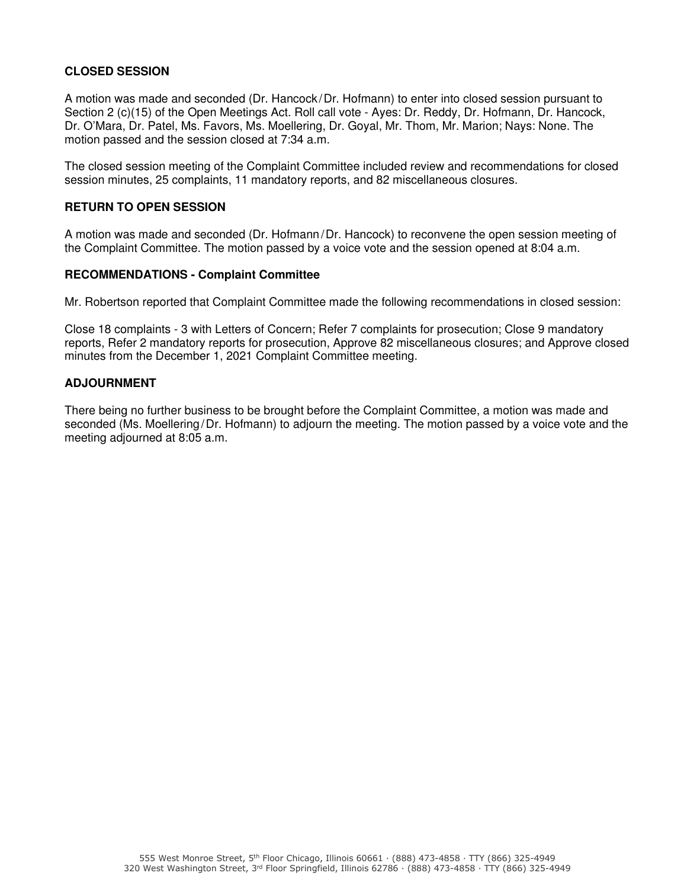**CLOSED SESSION**

A motion was made and seconded (Dr. Hancock / Dr. Hofmann) to enter into closed session pursuant to Section 2 (c)(15) of the Open Meetings Act. Roll call vote - Ayes: Dr. Reddy, Dr. Hofmann, Dr. Hancock, Dr. O'Mara, Dr. Patel, Ms. Favors, Ms. Moellering, Dr. Goyal, Mr. Thom, Mr. Marion; Nays: None. The motion passed and the session closed at 7:34 a.m.

The closed session meeting of the Complaint Committee included review and recommendations for closed session minutes, 25 complaints, 11 mandatory reports, and 82 miscellaneous closures.

**RETURN TO OPEN SESSION**

A motion was made and seconded (Dr. Hofmann / Dr. Hancock) to reconvene the open session meeting of the Complaint Committee. The motion passed by a voice vote and the session opened at 8:04 a.m.

**RECOMMENDATIONS - Complaint Committee**

Mr. Robertson reported that Complaint Committee made the following recommendations in closed session:

Close 18 complaints - 3 with Letters of Concern; Refer 7 complaints for prosecution; Close 9 mandatory reports, Refer 2 mandatory reports for prosecution, Approve 82 miscellaneous closures; and Approve closed minutes from the December 1, 2021 Complaint Committee meeting.

**ADJOURNMENT**

There being no further business to be brought before the Complaint Committee, a motion was made and seconded (Ms. Moellering / Dr. Hofmann) to adjourn the meeting. The motion passed by a voice vote and the meeting adjourned at 8:05 a.m.